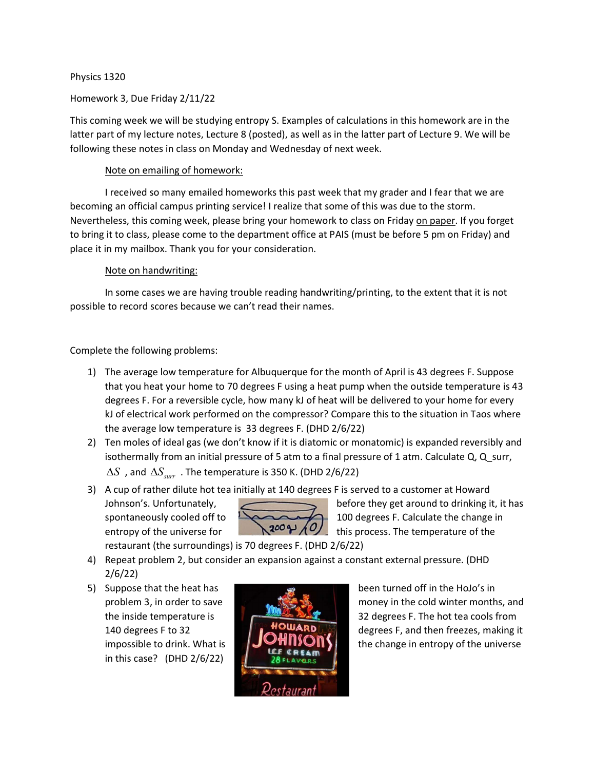Physics 1320

Homework 3, Due Friday 2/11/22

This coming week we will be studying entropy S. Examples of calculations in this homework are in the latter part of my lecture notes, Lecture 8 (posted), as well as in the latter part of Lecture 9. We will be following these notes in class on Monday and Wednesday of next week.

<u>Note on emailing of homework:</u>

I received so many emailed homeworks this past week that my grader and I fear that we are becoming an official campus printing service! I realize that some of this was due to the storm. Nevertheless, this coming week, please bring your homework to class on Friday <u>on paper</u>. If you forget to bring it to class, please come to the department office at PAIS (must be before 5 pm on Friday) and place it in my mailbox. Thank you for your consideration.

<u>Note on handwriting:</u>

In some cases we are having trouble reading handwriting/printing, to the extent that it is not possible to record scores because we can't read their names.

Complete the following problems:

1) The average low temperature for Albuquerque for the month of April is 43 degrees F. Suppose that you heat your home to 70 degrees F using a heat pump when the outside temperature is 43 degrees F. For a reversible cycle, how many kJ of heat will be delivered to your home for every kJ of electrical work performed on the compressor? Compare this to the situation in Taos where the average low temperature is 33 degrees F. (DHD 2/6/22)
2) Ten moles of ideal gas (we don't know if it is diatomic or monatomic) is expanded reversibly and isothermally from an initial pressure of 5 atm to a final pressure of 1 atm. Calculate Q, Q_surr, $\Delta S$, and $\Delta S_{surr}$. The temperature is 350 K. (DHD 2/6/22)
3) A cup of rather dilute hot tea initially at 140 degrees F is served to a customer at Howard Johnson's. Unfortunately, before they get around to drinking it, it has spontaneously cooled off to 100 degrees F. Calculate the change in entropy of the universe for this process. The temperature of the restaurant (the surroundings) is 70 degrees F. (DHD 2/6/22)
4) Repeat problem 2, but consider an expansion against a constant external pressure. (DHD 2/6/22)
5) Suppose that the heat has been turned off in the HoJo's in problem 3, in order to save money in the cold winter months, and the inside temperature is 32 degrees F. The hot tea cools from 140 degrees F to 32 degrees F, and then freezes, making it impossible to drink. What is the change in entropy of the universe in this case? (DHD 2/6/22)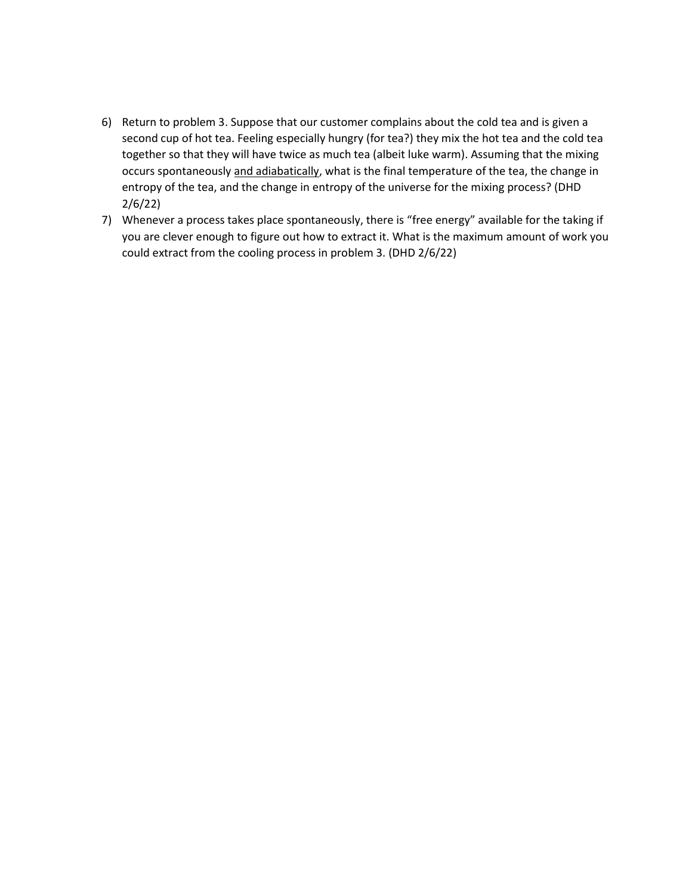6) Return to problem 3. Suppose that our customer complains about the cold tea and is given a second cup of hot tea. Feeling especially hungry (for tea?) they mix the hot tea and the cold tea together so that they will have twice as much tea (albeit luke warm). Assuming that the mixing occurs spontaneously <u>and adiabatically</u>, what is the final temperature of the tea, the change in entropy of the tea, and the change in entropy of the universe for the mixing process? (DHD 2/6/22)
7) Whenever a process takes place spontaneously, there is "free energy" available for the taking if you are clever enough to figure out how to extract it. What is the maximum amount of work you could extract from the cooling process in problem 3. (DHD 2/6/22)